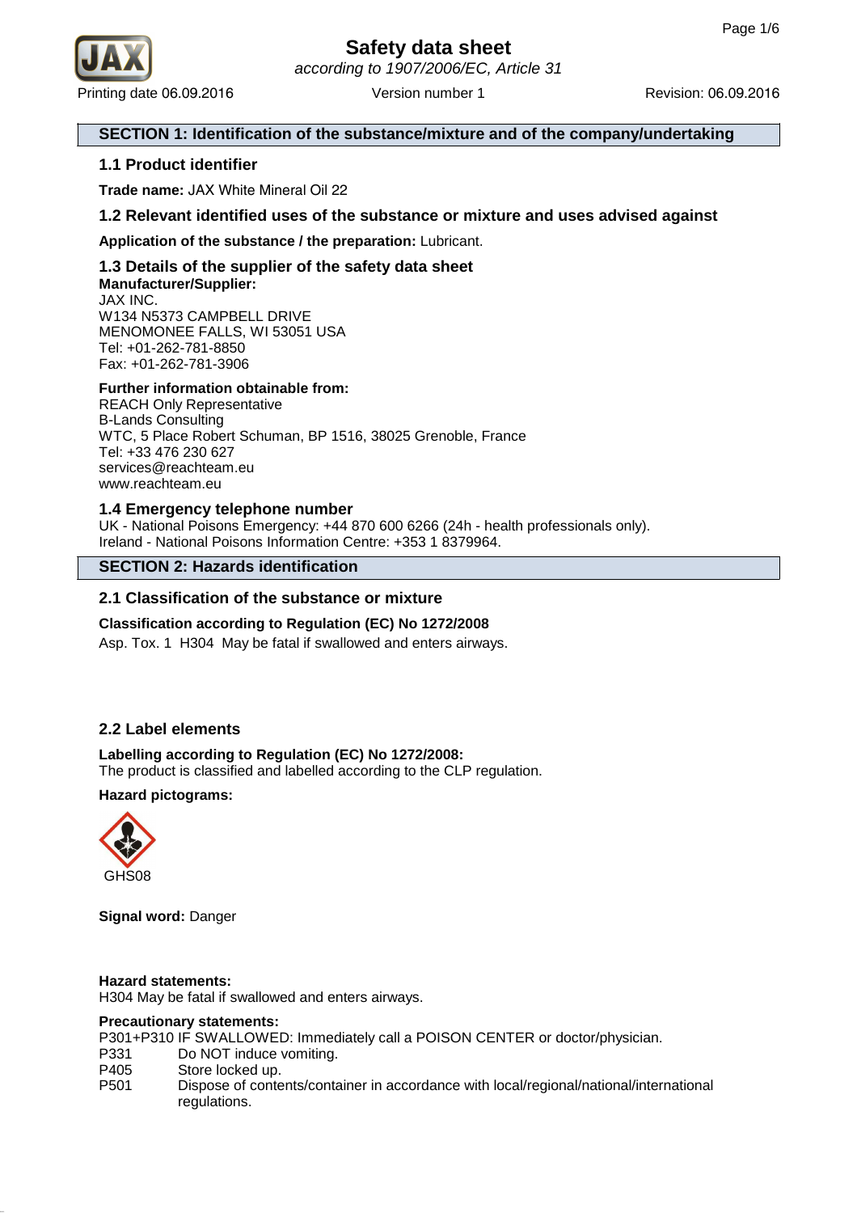# Safety data sheet

*according to 1907/2006/EC, Article 31*

Printing date 06.09.2016 | Version number 1 | Revision: 06.09.2016

## SECTION 1: Identification of the substance/mixture and of the company/undertaking

### 1.1 Product identifier

**Trade name:** JAX White Mineral Oil 22

### 1.2 Relevant identified uses of the substance or mixture and uses advised against

**Application of the substance / the preparation:** Lubricant.

### 1.3 Details of the supplier of the safety data sheet

**Manufacturer/Supplier:**
JAX INC.
W134 N5373 CAMPBELL DRIVE
MENOMONEE FALLS, WI 53051 USA
Tel: +01-262-781-8850
Fax: +01-262-781-3906

**Further information obtainable from:**
REACH Only Representative
B-Lands Consulting
WTC, 5 Place Robert Schuman, BP 1516, 38025 Grenoble, France
Tel: +33 476 230 627
services@reachteam.eu
www.reachteam.eu

### 1.4 Emergency telephone number

UK - National Poisons Emergency: +44 870 600 6266 (24h - health professionals only).
Ireland - National Poisons Information Centre: +353 1 8379964.

## SECTION 2: Hazards identification

### 2.1 Classification of the substance or mixture

**Classification according to Regulation (EC) No 1272/2008**

Asp. Tox. 1 H304 May be fatal if swallowed and enters airways.

### 2.2 Label elements

**Labelling according to Regulation (EC) No 1272/2008:**
The product is classified and labelled according to the CLP regulation.

**Hazard pictograms:**

GHS08

**Signal word:** Danger

**Hazard statements:**
H304 May be fatal if swallowed and enters airways.

**Precautionary statements:**
P301+P310 IF SWALLOWED: Immediately call a POISON CENTER or doctor/physician.
P331 Do NOT induce vomiting.
P405 Store locked up.
P501 Dispose of contents/container in accordance with local/regional/national/international regulations.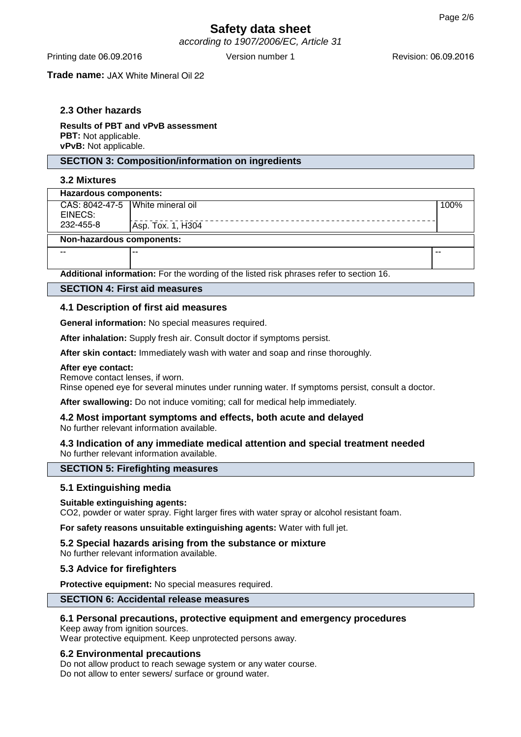**Trade name:** JAX White Mineral Oil 22

### 2.3 Other hazards

**Results of PBT and vPvB assessment**
**PBT:** Not applicable.
**vPvB:** Not applicable.

## SECTION 3: Composition/information on ingredients

### 3.2 Mixtures

| **Hazardous components:** | | |
|---|---|---|
| CAS: 8042-47-5<br>EINECS: 232-455-8 | White mineral oil<br>Asp. Tox. 1, H304 | 100% |
| **Non-hazardous components:** | | |
| -- | -- | -- |

**Additional information:** For the wording of the listed risk phrases refer to section 16.

## SECTION 4: First aid measures

### 4.1 Description of first aid measures

**General information:** No special measures required.

**After inhalation:** Supply fresh air. Consult doctor if symptoms persist.

**After skin contact:** Immediately wash with water and soap and rinse thoroughly.

**After eye contact:**
Remove contact lenses, if worn.
Rinse opened eye for several minutes under running water. If symptoms persist, consult a doctor.

**After swallowing:** Do not induce vomiting; call for medical help immediately.

### 4.2 Most important symptoms and effects, both acute and delayed
No further relevant information available.

### 4.3 Indication of any immediate medical attention and special treatment needed
No further relevant information available.

## SECTION 5: Firefighting measures

### 5.1 Extinguishing media

**Suitable extinguishing agents:**
$CO_2$, powder or water spray. Fight larger fires with water spray or alcohol resistant foam.

**For safety reasons unsuitable extinguishing agents:** Water with full jet.

### 5.2 Special hazards arising from the substance or mixture
No further relevant information available.

### 5.3 Advice for firefighters

**Protective equipment:** No special measures required.

## SECTION 6: Accidental release measures

### 6.1 Personal precautions, protective equipment and emergency procedures
Keep away from ignition sources.
Wear protective equipment. Keep unprotected persons away.

### 6.2 Environmental precautions
Do not allow product to reach sewage system or any water course.
Do not allow to enter sewers/ surface or ground water.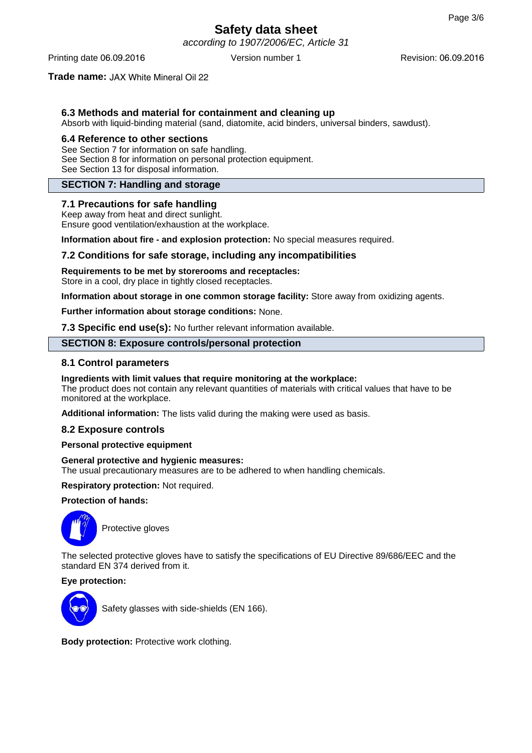**Trade name:** JAX White Mineral Oil 22

### 6.3 Methods and material for containment and cleaning up

Absorb with liquid-binding material (sand, diatomite, acid binders, universal binders, sawdust).

### 6.4 Reference to other sections

See Section 7 for information on safe handling.
See Section 8 for information on personal protection equipment.
See Section 13 for disposal information.

## SECTION 7: Handling and storage

### 7.1 Precautions for safe handling

Keep away from heat and direct sunlight.
Ensure good ventilation/exhaustion at the workplace.

**Information about fire - and explosion protection:** No special measures required.

### 7.2 Conditions for safe storage, including any incompatibilities

**Requirements to be met by storerooms and receptacles:**
Store in a cool, dry place in tightly closed receptacles.

**Information about storage in one common storage facility:** Store away from oxidizing agents.

**Further information about storage conditions:** None.

**7.3 Specific end use(s):** No further relevant information available.

## SECTION 8: Exposure controls/personal protection

### 8.1 Control parameters

**Ingredients with limit values that require monitoring at the workplace:**
The product does not contain any relevant quantities of materials with critical values that have to be monitored at the workplace.

**Additional information:** The lists valid during the making were used as basis.

### 8.2 Exposure controls

**Personal protective equipment**

**General protective and hygienic measures:**
The usual precautionary measures are to be adhered to when handling chemicals.

**Respiratory protection:** Not required.

**Protection of hands:**

Protective gloves

The selected protective gloves have to satisfy the specifications of EU Directive 89/686/EEC and the standard EN 374 derived from it.

**Eye protection:**

Safety glasses with side-shields (EN 166).

**Body protection:** Protective work clothing.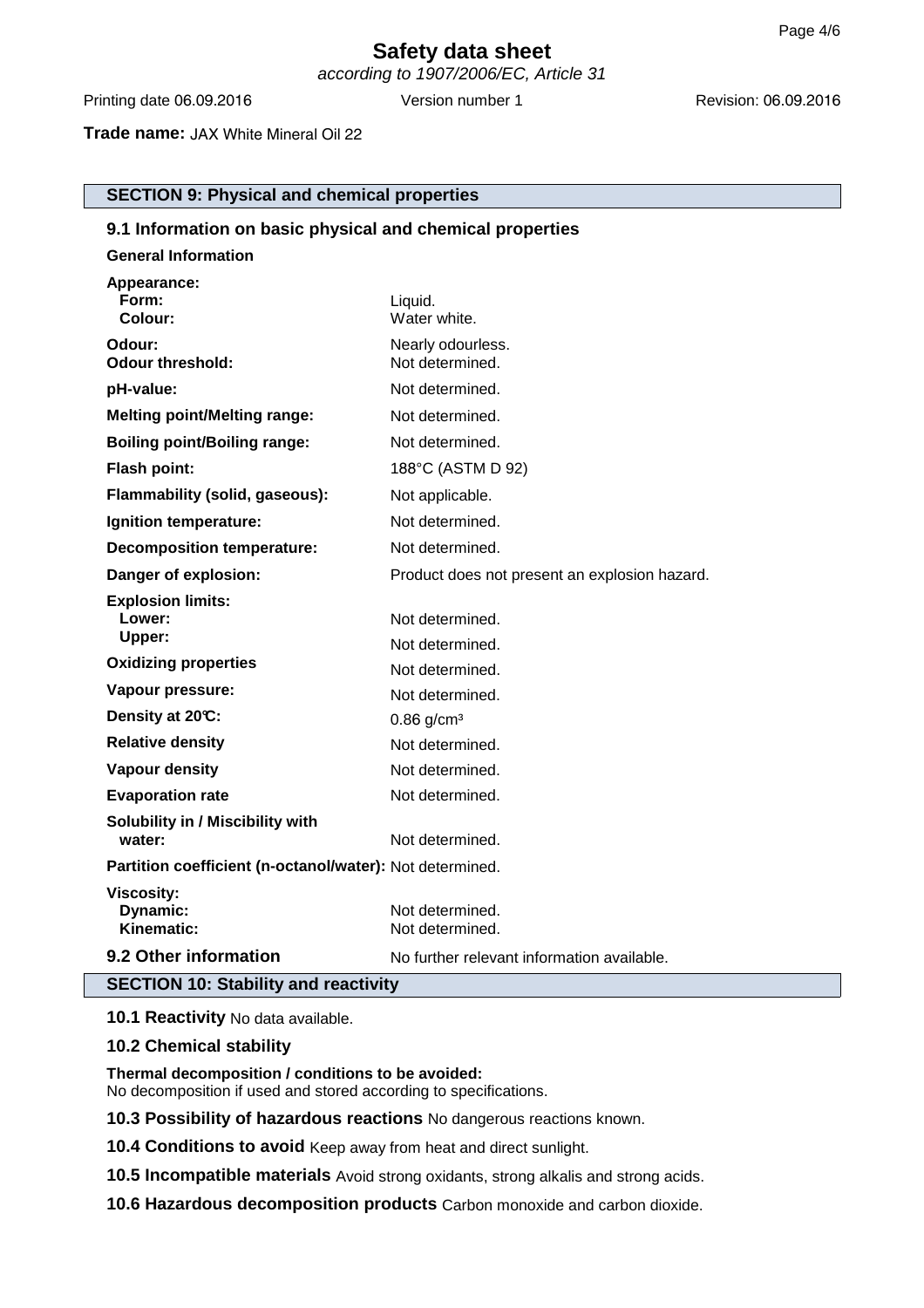# Safety data sheet

*according to 1907/2006/EC, Article 31*

Printing date 06.09.2016 Version number 1 Revision: 06.09.2016

**Trade name:** JAX White Mineral Oil 22

## SECTION 9: Physical and chemical properties

### 9.1 Information on basic physical and chemical properties

**General Information**

| | |
|---|---|
| **Appearance:** | |
| **Form:** | Liquid. |
| **Colour:** | Water white. |
| **Odour:** | Nearly odourless. |
| **Odour threshold:** | Not determined. |
| **pH-value:** | Not determined. |
| **Melting point/Melting range:** | Not determined. |
| **Boiling point/Boiling range:** | Not determined. |
| **Flash point:** | 188°C (ASTM D 92) |
| **Flammability (solid, gaseous):** | Not applicable. |
| **Ignition temperature:** | Not determined. |
| **Decomposition temperature:** | Not determined. |
| **Danger of explosion:** | Product does not present an explosion hazard. |
| **Explosion limits:** | |
| **Lower:** | Not determined. |
| **Upper:** | Not determined. |
| **Oxidizing properties** | Not determined. |
| **Vapour pressure:** | Not determined. |
| **Density at 20°C:** | 0.86 g/cm³ |
| **Relative density** | Not determined. |
| **Vapour density** | Not determined. |
| **Evaporation rate** | Not determined. |
| **Solubility in / Miscibility with water:** | Not determined. |
| **Partition coefficient (n-octanol/water):** | Not determined. |
| **Viscosity:** | |
| **Dynamic:** | Not determined. |
| **Kinematic:** | Not determined. |

### 9.2 Other information

No further relevant information available.

## SECTION 10: Stability and reactivity

**10.1 Reactivity** No data available.

**10.2 Chemical stability**

**Thermal decomposition / conditions to be avoided:**
No decomposition if used and stored according to specifications.

**10.3 Possibility of hazardous reactions** No dangerous reactions known.

**10.4 Conditions to avoid** Keep away from heat and direct sunlight.

**10.5 Incompatible materials** Avoid strong oxidants, strong alkalis and strong acids.

**10.6 Hazardous decomposition products** Carbon monoxide and carbon dioxide.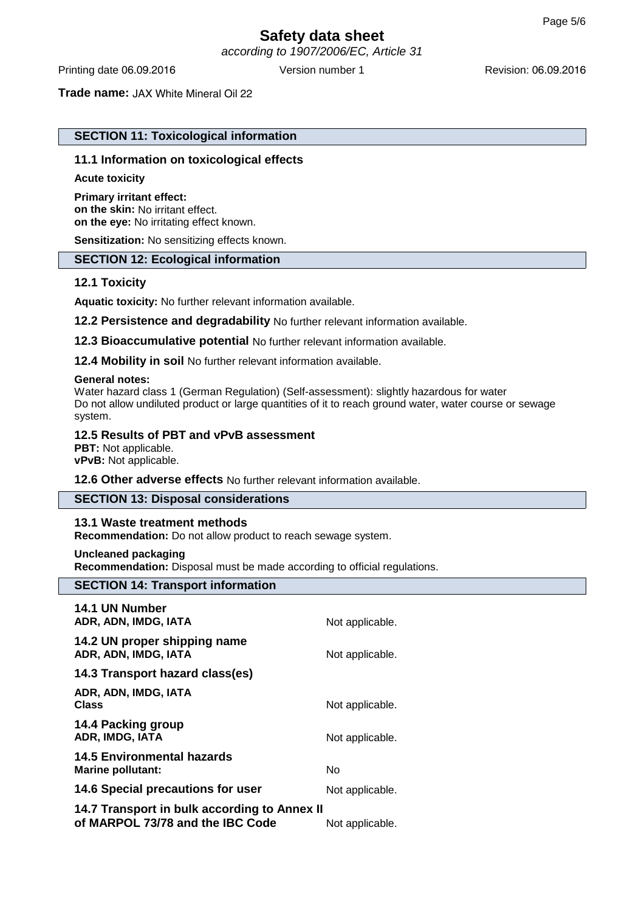**Trade name:** JAX White Mineral Oil 22

## SECTION 11: Toxicological information

### 11.1 Information on toxicological effects

**Acute toxicity**

**Primary irritant effect:**
**on the skin:** No irritant effect.
**on the eye:** No irritating effect known.

**Sensitization:** No sensitizing effects known.

## SECTION 12: Ecological information

### 12.1 Toxicity

**Aquatic toxicity:** No further relevant information available.

**12.2 Persistence and degradability** No further relevant information available.

**12.3 Bioaccumulative potential** No further relevant information available.

**12.4 Mobility in soil** No further relevant information available.

**General notes:**
Water hazard class 1 (German Regulation) (Self-assessment): slightly hazardous for water
Do not allow undiluted product or large quantities of it to reach ground water, water course or sewage system.

### 12.5 Results of PBT and vPvB assessment

**PBT:** Not applicable.
**vPvB:** Not applicable.

**12.6 Other adverse effects** No further relevant information available.

## SECTION 13: Disposal considerations

### 13.1 Waste treatment methods

**Recommendation:** Do not allow product to reach sewage system.

**Uncleaned packaging**
**Recommendation:** Disposal must be made according to official regulations.

## SECTION 14: Transport information

| | |
|---|---|
| **14.1 UN Number** | |
| **ADR, ADN, IMDG, IATA** | Not applicable. |
| **14.2 UN proper shipping name** | |
| **ADR, ADN, IMDG, IATA** | Not applicable. |
| **14.3 Transport hazard class(es)** | |
| **ADR, ADN, IMDG, IATA** | |
| **Class** | Not applicable. |
| **14.4 Packing group** | |
| **ADR, IMDG, IATA** | Not applicable. |
| **14.5 Environmental hazards** | |
| **Marine pollutant:** | No |
| **14.6 Special precautions for user** | Not applicable. |
| **14.7 Transport in bulk according to Annex II of MARPOL 73/78 and the IBC Code** | Not applicable. |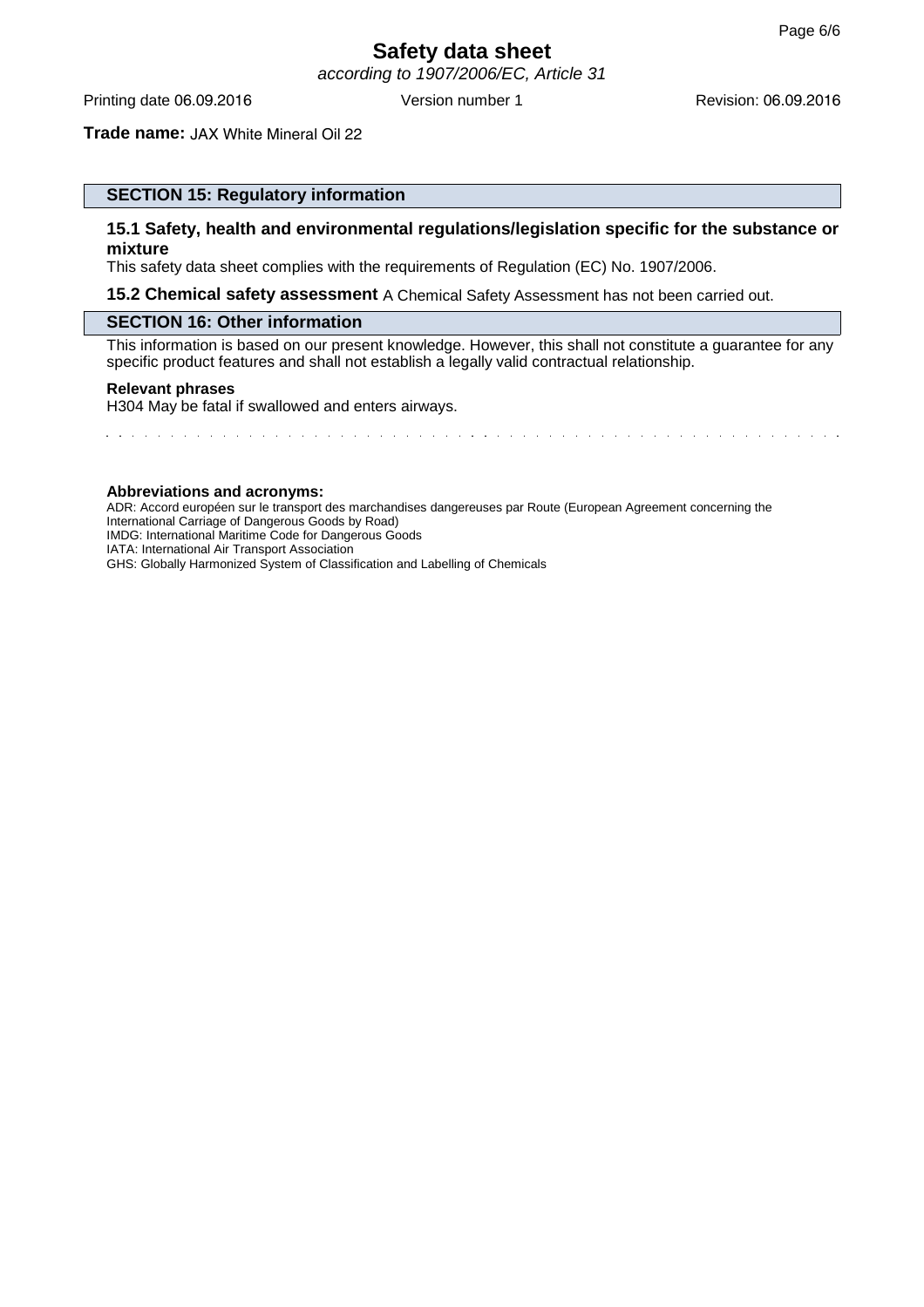**Trade name:** JAX White Mineral Oil 22

## SECTION 15: Regulatory information

### 15.1 Safety, health and environmental regulations/legislation specific for the substance or mixture

This safety data sheet complies with the requirements of Regulation (EC) No. 1907/2006.

**15.2 Chemical safety assessment** A Chemical Safety Assessment has not been carried out.

## SECTION 16: Other information

This information is based on our present knowledge. However, this shall not constitute a guarantee for any specific product features and shall not establish a legally valid contractual relationship.

**Relevant phrases**

H304 May be fatal if swallowed and enters airways.

**Abbreviations and acronyms:**

ADR: Accord européen sur le transport des marchandises dangereuses par Route (European Agreement concerning the International Carriage of Dangerous Goods by Road)
IMDG: International Maritime Code for Dangerous Goods
IATA: International Air Transport Association
GHS: Globally Harmonized System of Classification and Labelling of Chemicals